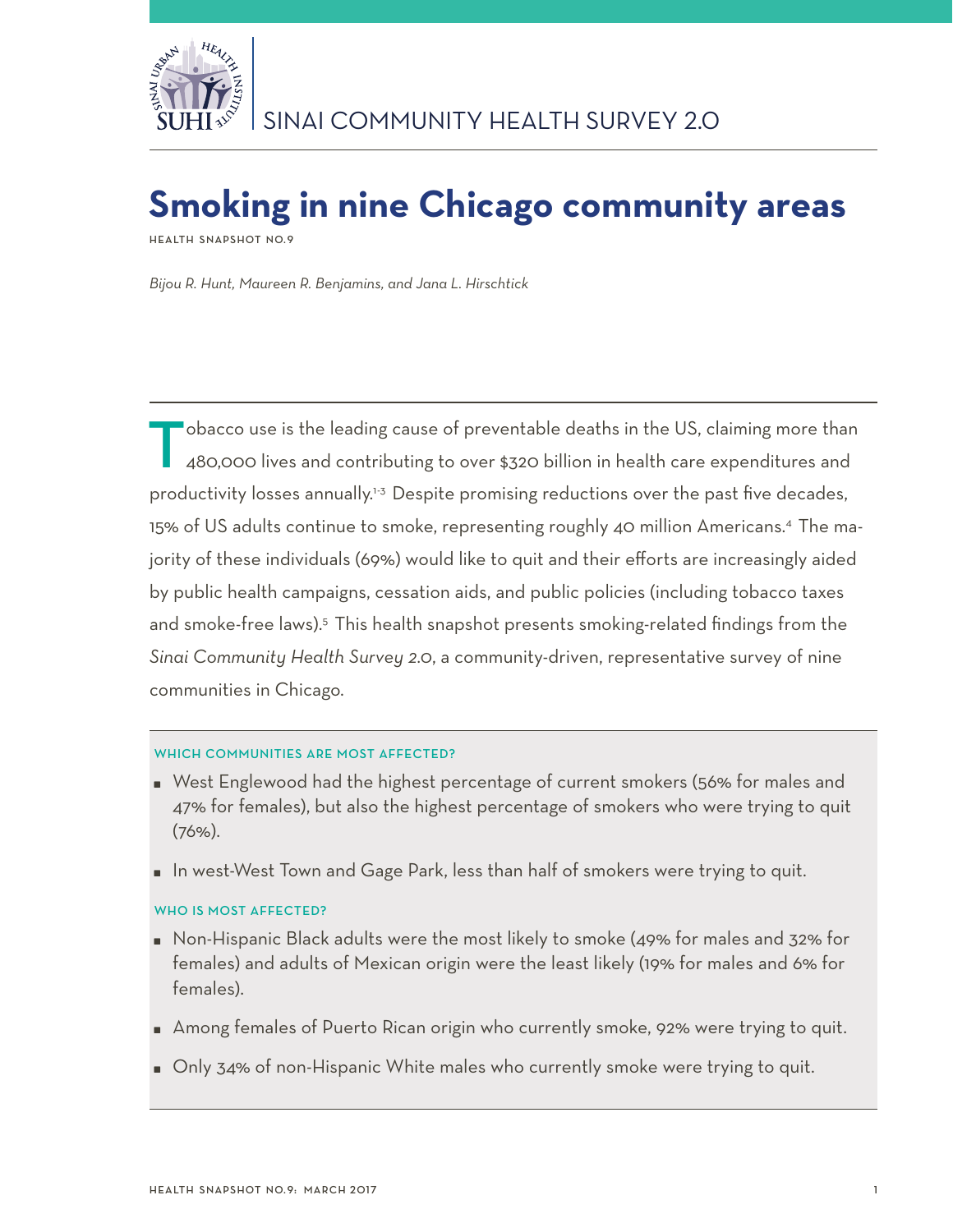SINAI COMMUNITY HEALTH SURVEY 2.0

# Smoking in nine Chicago community areas

HEALTH SNAPSHOT NO.9

*Bijou R. Hunt, Maureen R. Benjamins, and Jana L. Hirschtick*

Tobacco use is the leading cause of preventable deaths in the US, claiming more than 480,000 lives and contributing to over $320 billion in health care expenditures and productivity losses annually.[1-3] Despite promising reductions over the past five decades, 15% of US adults continue to smoke, representing roughly 40 million Americans.[4] The majority of these individuals (69%) would like to quit and their efforts are increasingly aided by public health campaigns, cessation aids, and public policies (including tobacco taxes and smoke-free laws).[5] This health snapshot presents smoking-related findings from the *Sinai Community Health Survey 2.0*, a community-driven, representative survey of nine communities in Chicago.

#### WHICH COMMUNITIES ARE MOST AFFECTED?

- West Englewood had the highest percentage of current smokers (56% for males and 47% for females), but also the highest percentage of smokers who were trying to quit (76%).
- In west-West Town and Gage Park, less than half of smokers were trying to quit.

#### WHO IS MOST AFFECTED?

- Non-Hispanic Black adults were the most likely to smoke (49% for males and 32% for females) and adults of Mexican origin were the least likely (19% for males and 6% for females).
- Among females of Puerto Rican origin who currently smoke, 92% were trying to quit.
- Only 34% of non-Hispanic White males who currently smoke were trying to quit.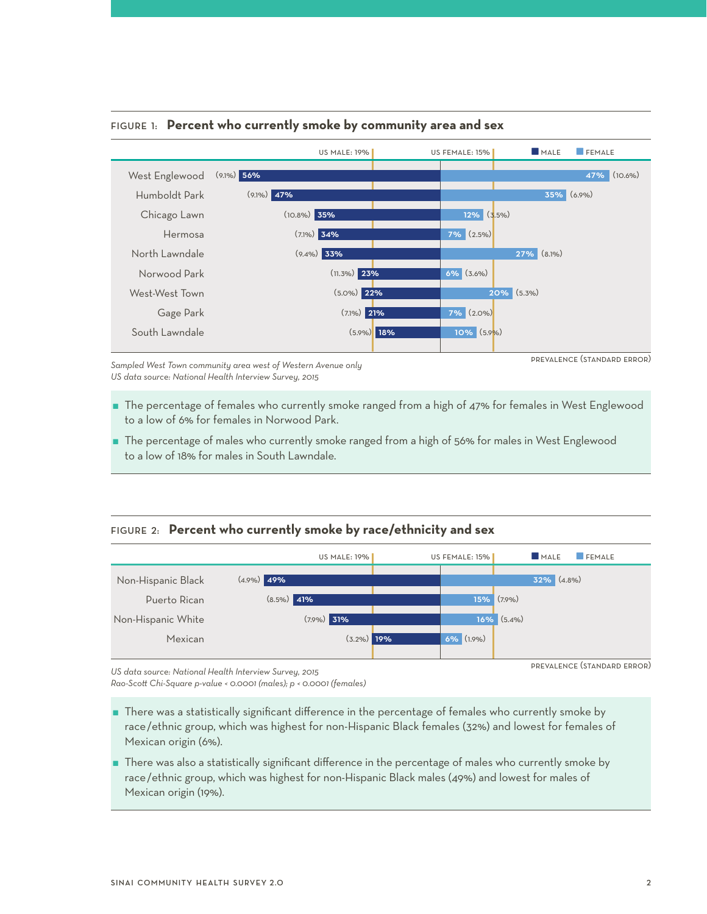FIGURE 1: **Percent who currently smoke by community area and sex**

US MALE: 19% | US FEMALE: 15%

| Community area | Male | Female |
|---|---|---|
| West Englewood | 56% (9.1%) | 47% (10.6%) |
| Humboldt Park | 47% (9.1%) | 35% (6.9%) |
| Chicago Lawn | 35% (10.8%) | 12% (3.5%) |
| Hermosa | 34% (7.1%) | 7% (2.5%) |
| North Lawndale | 33% (9.4%) | 27% (8.1%) |
| Norwood Park | 23% (11.3%) | 6% (3.6%) |
| West-West Town | 22% (5.0%) | 20% (5.3%) |
| Gage Park | 21% (7.1%) | 7% (2.0%) |
| South Lawndale | 18% (5.9%) | 10% (5.9%) |

PREVALENCE (STANDARD ERROR)

*Sampled West Town community area west of Western Avenue only*
*US data source: National Health Interview Survey, 2015*

- The percentage of females who currently smoke ranged from a high of 47% for females in West Englewood to a low of 6% for females in Norwood Park.
- The percentage of males who currently smoke ranged from a high of 56% for males in West Englewood to a low of 18% for males in South Lawndale.

FIGURE 2: **Percent who currently smoke by race/ethnicity and sex**

US MALE: 19% | US FEMALE: 15%

| Race/ethnicity | Male | Female |
|---|---|---|
| Non-Hispanic Black | 49% (4.9%) | 32% (4.8%) |
| Puerto Rican | 41% (8.5%) | 15% (7.9%) |
| Non-Hispanic White | 31% (7.9%) | 16% (5.4%) |
| Mexican | 19% (3.2%) | 6% (1.9%) |

PREVALENCE (STANDARD ERROR)

*US data source: National Health Interview Survey, 2015*
*Rao-Scott Chi-Square p-value < 0.0001 (males); p < 0.0001 (females)*

- There was a statistically significant difference in the percentage of females who currently smoke by race/ethnic group, which was highest for non-Hispanic Black females (32%) and lowest for females of Mexican origin (6%).
- There was also a statistically significant difference in the percentage of males who currently smoke by race/ethnic group, which was highest for non-Hispanic Black males (49%) and lowest for males of Mexican origin (19%).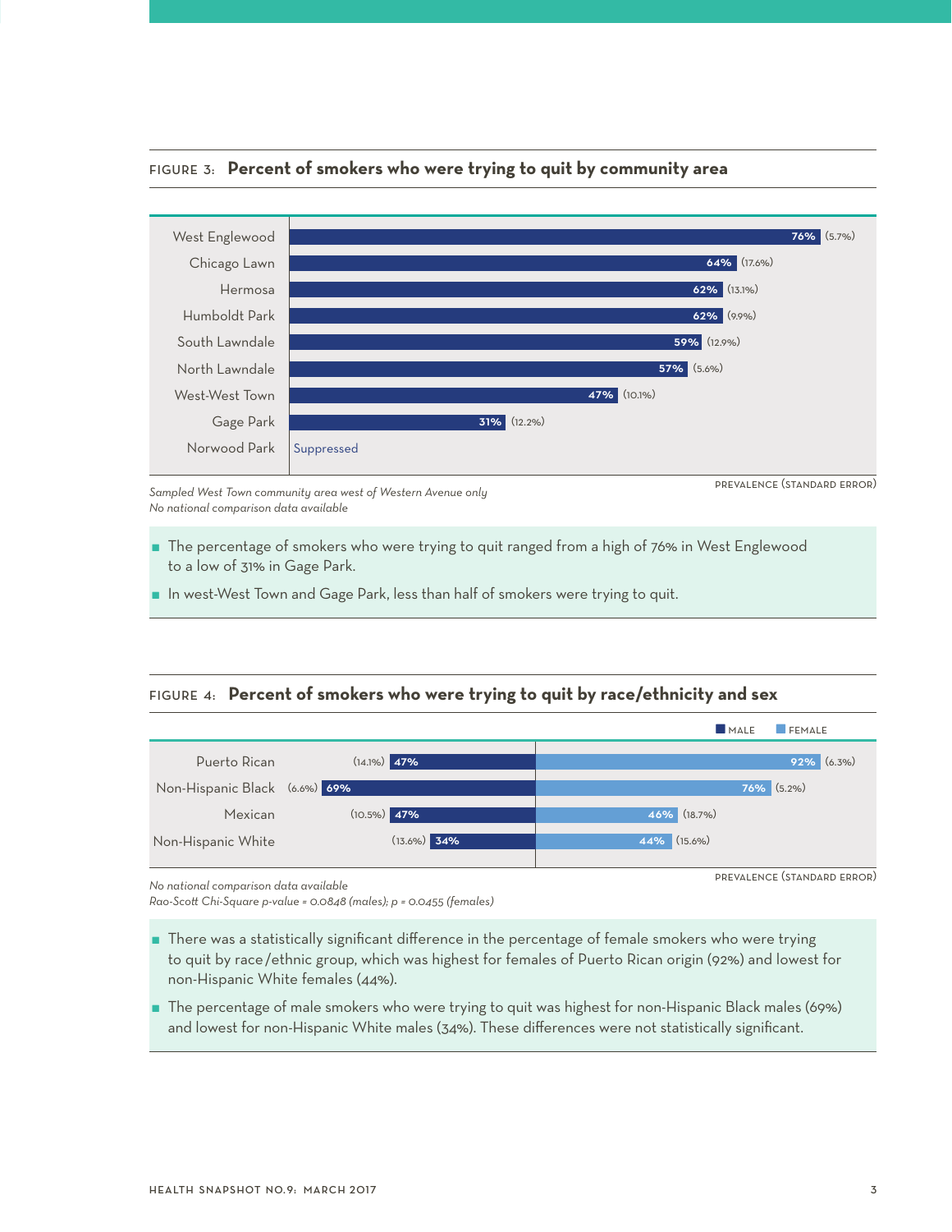### FIGURE 3: Percent of smokers who were trying to quit by community area

| Community area | Prevalence (Standard error) |
|---|---|
| West Englewood | 76% (5.7%) |
| Chicago Lawn | 64% (17.6%) |
| Hermosa | 62% (13.1%) |
| Humboldt Park | 62% (9.9%) |
| South Lawndale | 59% (12.9%) |
| North Lawndale | 57% (5.6%) |
| West-West Town | 47% (10.1%) |
| Gage Park | 31% (12.2%) |
| Norwood Park | Suppressed |

PREVALENCE (STANDARD ERROR)

*Sampled West Town community area west of Western Avenue only*
*No national comparison data available*

- The percentage of smokers who were trying to quit ranged from a high of 76% in West Englewood to a low of 31% in Gage Park.
- In west-West Town and Gage Park, less than half of smokers were trying to quit.

### FIGURE 4: Percent of smokers who were trying to quit by race/ethnicity and sex

| Race/ethnicity | Male | Female |
|---|---|---|
| Puerto Rican | 47% (14.1%) | 92% (6.3%) |
| Non-Hispanic Black | 69% (6.6%) | 76% (5.2%) |
| Mexican | 47% (10.5%) | 46% (18.7%) |
| Non-Hispanic White | 34% (13.6%) | 44% (15.6%) |

PREVALENCE (STANDARD ERROR)

*No national comparison data available*
*Rao-Scott Chi-Square p-value = 0.0848 (males); p = 0.0455 (females)*

- There was a statistically significant difference in the percentage of female smokers who were trying to quit by race/ethnic group, which was highest for females of Puerto Rican origin (92%) and lowest for non-Hispanic White females (44%).
- The percentage of male smokers who were trying to quit was highest for non-Hispanic Black males (69%) and lowest for non-Hispanic White males (34%). These differences were not statistically significant.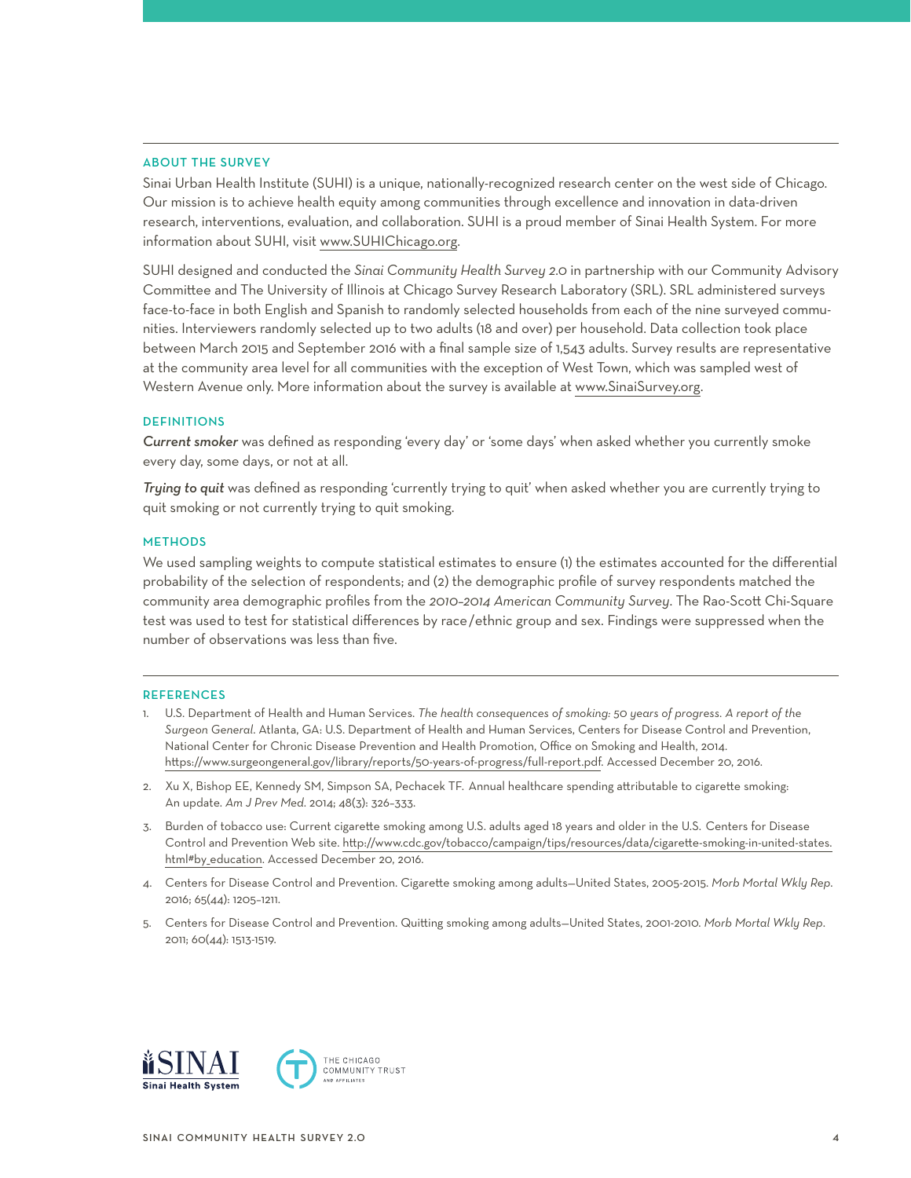## ABOUT THE SURVEY

Sinai Urban Health Institute (SUHI) is a unique, nationally-recognized research center on the west side of Chicago. Our mission is to achieve health equity among communities through excellence and innovation in data-driven research, interventions, evaluation, and collaboration. SUHI is a proud member of Sinai Health System. For more information about SUHI, visit www.SUHIChicago.org.

SUHI designed and conducted the *Sinai Community Health Survey 2.0* in partnership with our Community Advisory Committee and The University of Illinois at Chicago Survey Research Laboratory (SRL). SRL administered surveys face-to-face in both English and Spanish to randomly selected households from each of the nine surveyed communities. Interviewers randomly selected up to two adults (18 and over) per household. Data collection took place between March 2015 and September 2016 with a final sample size of 1,543 adults. Survey results are representative at the community area level for all communities with the exception of West Town, which was sampled west of Western Avenue only. More information about the survey is available at www.SinaiSurvey.org.

## DEFINITIONS

***Current smoker*** was defined as responding 'every day' or 'some days' when asked whether you currently smoke every day, some days, or not at all.

***Trying to quit*** was defined as responding 'currently trying to quit' when asked whether you are currently trying to quit smoking or not currently trying to quit smoking.

## METHODS

We used sampling weights to compute statistical estimates to ensure (1) the estimates accounted for the differential probability of the selection of respondents; and (2) the demographic profile of survey respondents matched the community area demographic profiles from the *2010–2014 American Community Survey*. The Rao-Scott Chi-Square test was used to test for statistical differences by race/ethnic group and sex. Findings were suppressed when the number of observations was less than five.

## REFERENCES

1. U.S. Department of Health and Human Services. *The health consequences of smoking: 50 years of progress. A report of the Surgeon General.* Atlanta, GA: U.S. Department of Health and Human Services, Centers for Disease Control and Prevention, National Center for Chronic Disease Prevention and Health Promotion, Office on Smoking and Health, 2014. https://www.surgeongeneral.gov/library/reports/50-years-of-progress/full-report.pdf. Accessed December 20, 2016.
2. Xu X, Bishop EE, Kennedy SM, Simpson SA, Pechacek TF. Annual healthcare spending attributable to cigarette smoking: An update. *Am J Prev Med.* 2014; 48(3): 326–333.
3. Burden of tobacco use: Current cigarette smoking among U.S. adults aged 18 years and older in the U.S. Centers for Disease Control and Prevention Web site. http://www.cdc.gov/tobacco/campaign/tips/resources/data/cigarette-smoking-in-united-states.html#by_education. Accessed December 20, 2016.
4. Centers for Disease Control and Prevention. Cigarette smoking among adults—United States, 2005-2015. *Morb Mortal Wkly Rep.* 2016; 65(44): 1205–1211.
5. Centers for Disease Control and Prevention. Quitting smoking among adults—United States, 2001-2010. *Morb Mortal Wkly Rep.* 2011; 60(44): 1513-1519.

SINAI
Sinai Health System

THE CHICAGO COMMUNITY TRUST AND AFFILIATES